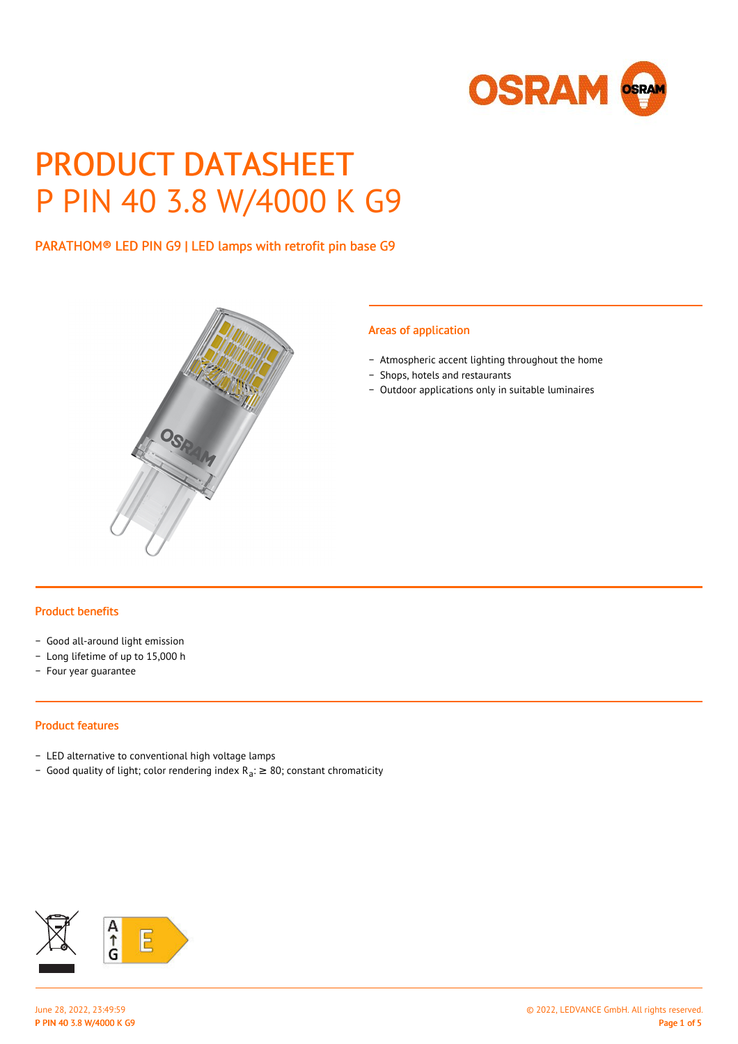# PRODUCT DATASHEET
# P PIN 40 3.8 W/4000 K G9

PARATHOM® LED PIN G9 | LED lamps with retrofit pin base G9

## Areas of application

- Atmospheric accent lighting throughout the home
- Shops, hotels and restaurants
- Outdoor applications only in suitable luminaires

## Product benefits

- Good all-around light emission
- Long lifetime of up to 15,000 h
- Four year guarantee

## Product features

- LED alternative to conventional high voltage lamps
- Good quality of light; color rendering index $R_a$: ≥ 80; constant chromaticity

A
↑
G
E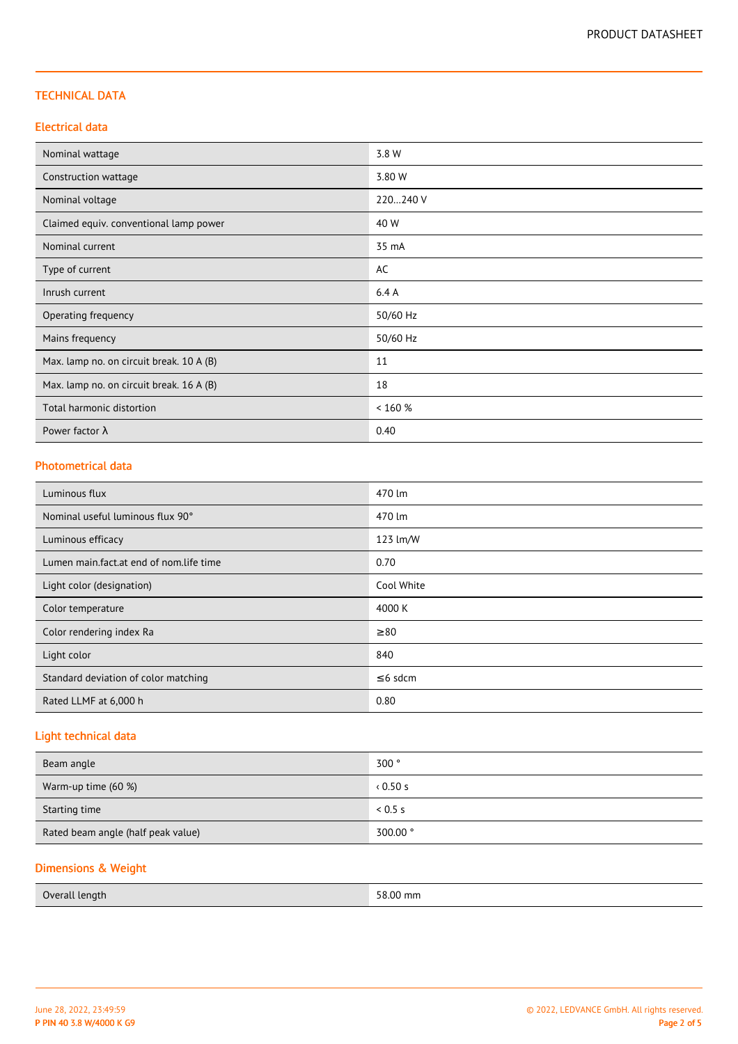## TECHNICAL DATA

### Electrical data

| | |
|---|---|
| Nominal wattage | 3.8 W |
| Construction wattage | 3.80 W |
| Nominal voltage | 220…240 V |
| Claimed equiv. conventional lamp power | 40 W |
| Nominal current | 35 mA |
| Type of current | AC |
| Inrush current | 6.4 A |
| Operating frequency | 50/60 Hz |
| Mains frequency | 50/60 Hz |
| Max. lamp no. on circuit break. 10 A (B) | 11 |
| Max. lamp no. on circuit break. 16 A (B) | 18 |
| Total harmonic distortion | < 160 % |
| Power factor λ | 0.40 |

### Photometrical data

| | |
|---|---|
| Luminous flux | 470 lm |
| Nominal useful luminous flux 90° | 470 lm |
| Luminous efficacy | 123 lm/W |
| Lumen main.fact.at end of nom.life time | 0.70 |
| Light color (designation) | Cool White |
| Color temperature | 4000 K |
| Color rendering index Ra | ≥80 |
| Light color | 840 |
| Standard deviation of color matching | ≤6 sdcm |
| Rated LLMF at 6,000 h | 0.80 |

### Light technical data

| | |
|---|---|
| Beam angle | 300 ° |
| Warm-up time (60 %) | ‹ 0.50 s |
| Starting time | < 0.5 s |
| Rated beam angle (half peak value) | 300.00 ° |

### Dimensions & Weight

| | |
|---|---|
| Overall length | 58.00 mm |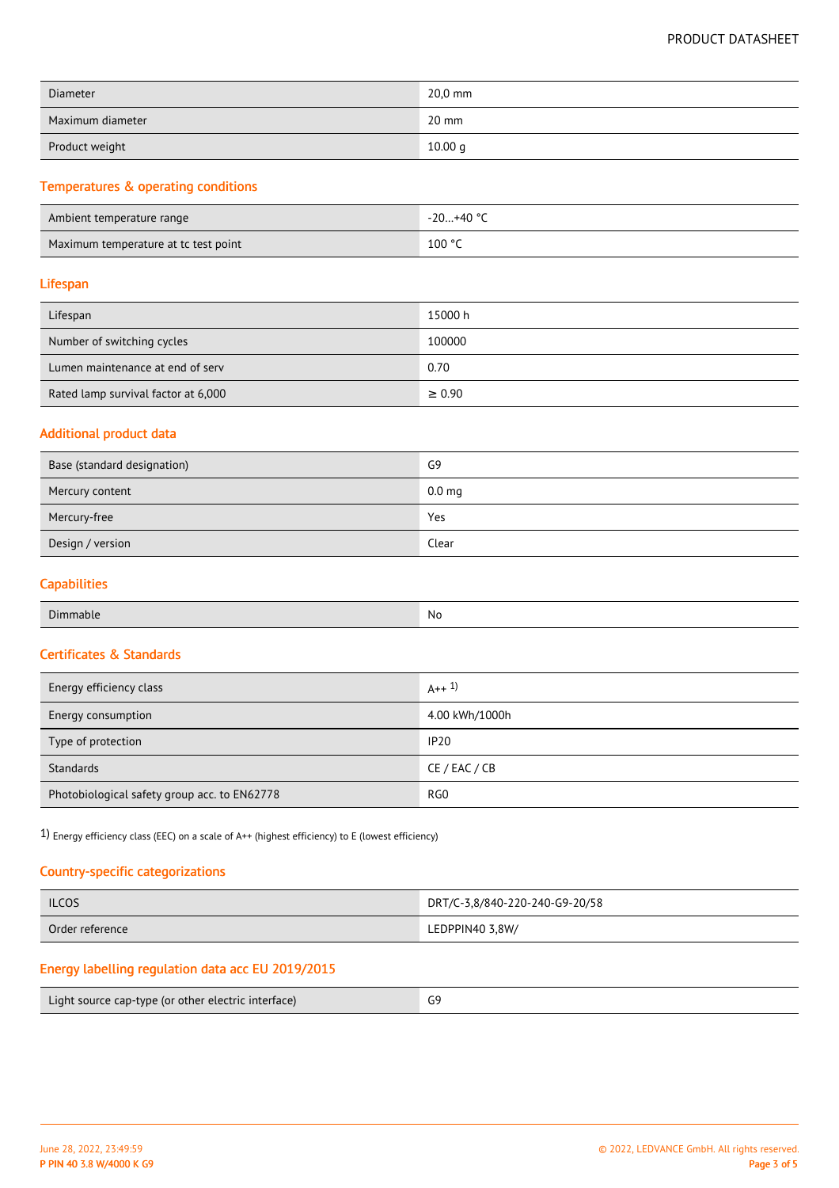| | |
|---|---|
| Diameter | 20,0 mm |
| Maximum diameter | 20 mm |
| Product weight | 10.00 g |

## Temperatures & operating conditions

| | |
|---|---|
| Ambient temperature range | -20…+40 °C |
| Maximum temperature at tc test point | 100 °C |

## Lifespan

| | |
|---|---|
| Lifespan | 15000 h |
| Number of switching cycles | 100000 |
| Lumen maintenance at end of serv | 0.70 |
| Rated lamp survival factor at 6,000 | ≥ 0.90 |

## Additional product data

| | |
|---|---|
| Base (standard designation) | G9 |
| Mercury content | 0.0 mg |
| Mercury-free | Yes |
| Design / version | Clear |

## Capabilities

| | |
|---|---|
| Dimmable | No |

## Certificates & Standards

| | |
|---|---|
| Energy efficiency class | A++ [1] |
| Energy consumption | 4.00 kWh/1000h |
| Type of protection | IP20 |
| Standards | CE / EAC / CB |
| Photobiological safety group acc. to EN62778 | RG0 |

1) Energy efficiency class (EEC) on a scale of A++ (highest efficiency) to E (lowest efficiency)

## Country-specific categorizations

| | |
|---|---|
| ILCOS | DRT/C-3,8/840-220-240-G9-20/58 |
| Order reference | LEDPPIN40 3,8W/ |

## Energy labelling regulation data acc EU 2019/2015

| | |
|---|---|
| Light source cap-type (or other electric interface) | G9 |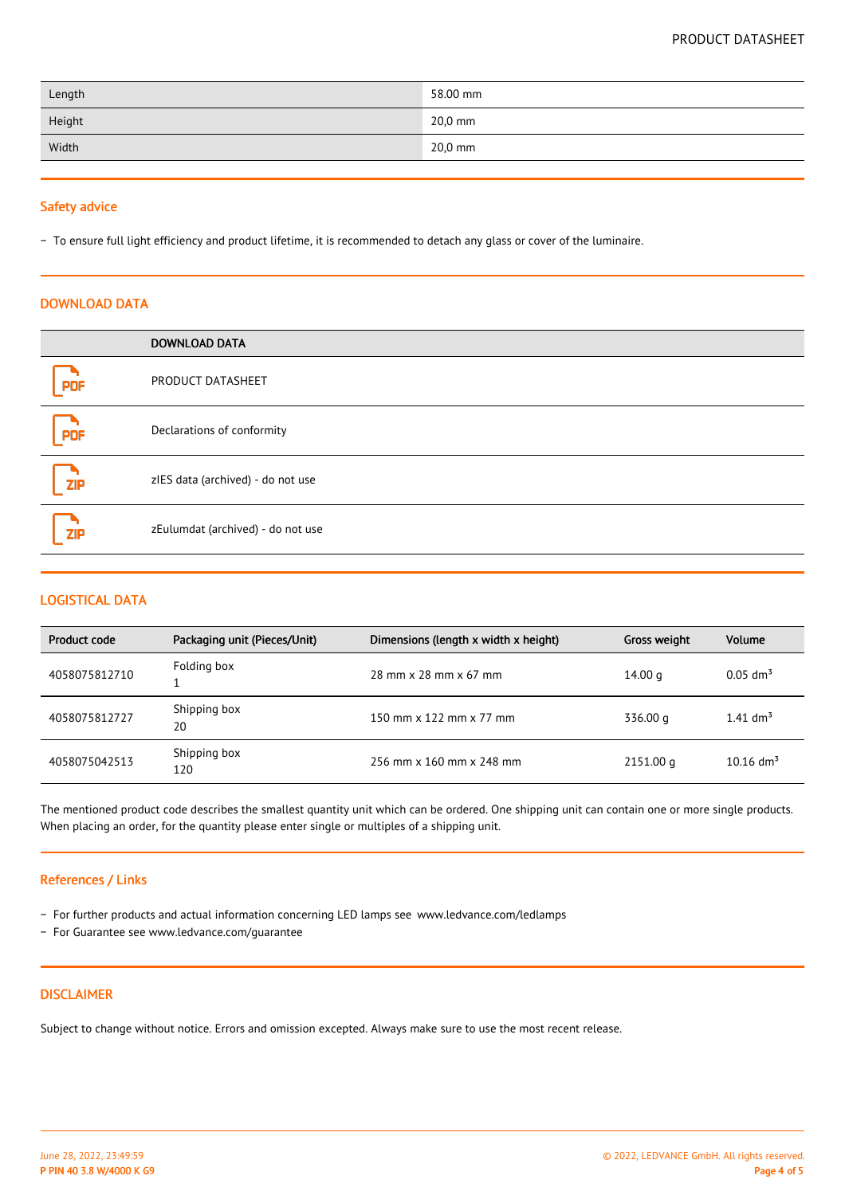| Length | 58.00 mm |
| --- | --- |
| Height | 20,0 mm |
| Width | 20,0 mm |

## Safety advice

– To ensure full light efficiency and product lifetime, it is recommended to detach any glass or cover of the luminaire.

## DOWNLOAD DATA

| | DOWNLOAD DATA |
| --- | --- |
| PDF | PRODUCT DATASHEET |
| PDF | Declarations of conformity |
| ZIP | zIES data (archived) - do not use |
| ZIP | zEulumdat (archived) - do not use |

## LOGISTICAL DATA

| Product code | Packaging unit (Pieces/Unit) | Dimensions (length x width x height) | Gross weight | Volume |
| --- | --- | --- | --- | --- |
| 4058075812710 | Folding box 1 | 28 mm x 28 mm x 67 mm | 14.00 g | 0.05 dm³ |
| 4058075812727 | Shipping box 20 | 150 mm x 122 mm x 77 mm | 336.00 g | 1.41 dm³ |
| 4058075042513 | Shipping box 120 | 256 mm x 160 mm x 248 mm | 2151.00 g | 10.16 dm³ |

The mentioned product code describes the smallest quantity unit which can be ordered. One shipping unit can contain one or more single products. When placing an order, for the quantity please enter single or multiples of a shipping unit.

## References / Links

– For further products and actual information concerning LED lamps see www.ledvance.com/ledlamps
– For Guarantee see www.ledvance.com/guarantee

## DISCLAIMER

Subject to change without notice. Errors and omission excepted. Always make sure to use the most recent release.